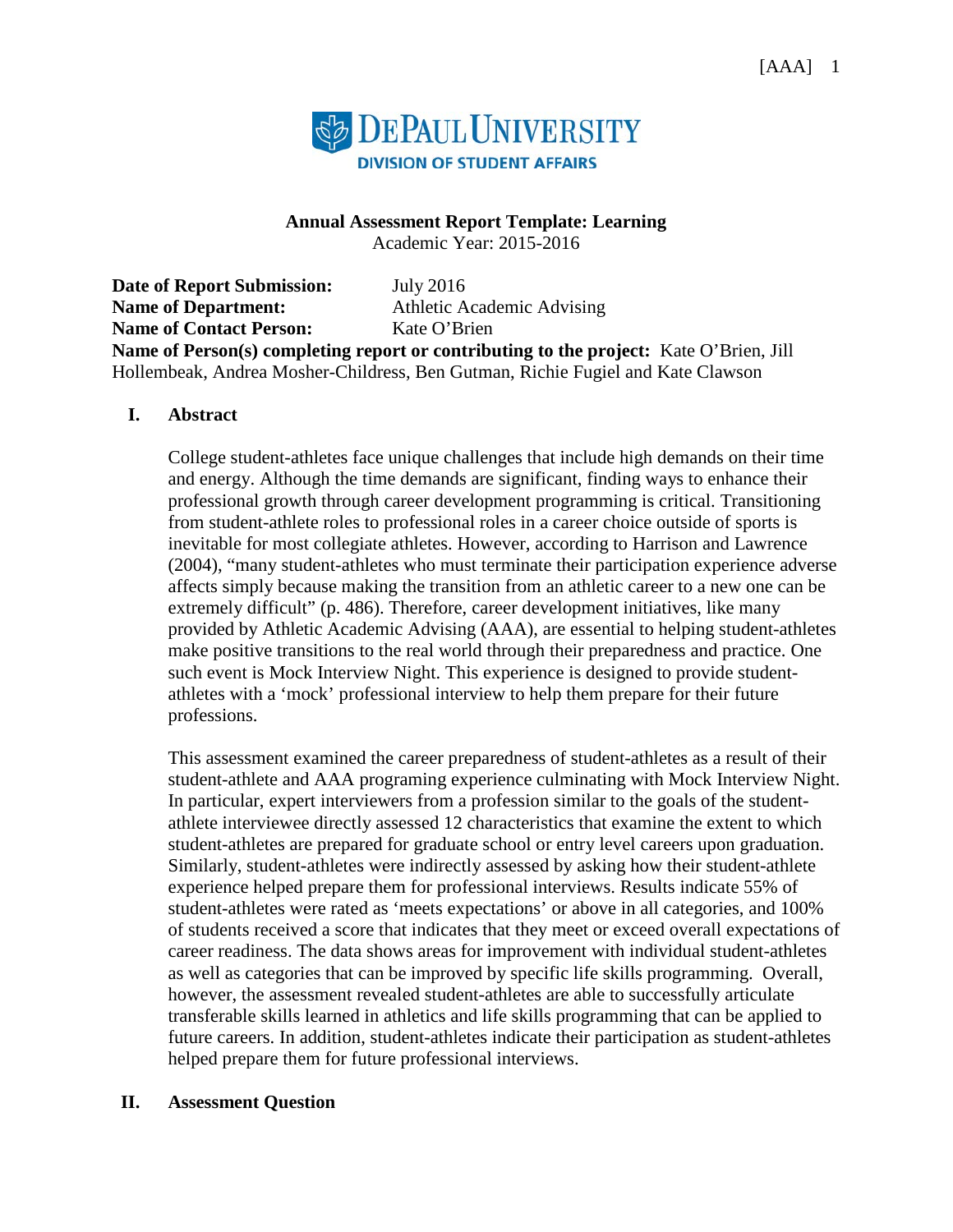DePaul University
Division of Student Affairs

**Annual Assessment Report Template: Learning**
Academic Year: 2015-2016

**Date of Report Submission:** July 2016
**Name of Department:** Athletic Academic Advising
**Name of Contact Person:** Kate O'Brien
**Name of Person(s) completing report or contributing to the project:** Kate O'Brien, Jill Hollembeak, Andrea Mosher-Childress, Ben Gutman, Richie Fugiel and Kate Clawson

## I. Abstract

College student-athletes face unique challenges that include high demands on their time and energy. Although the time demands are significant, finding ways to enhance their professional growth through career development programming is critical. Transitioning from student-athlete roles to professional roles in a career choice outside of sports is inevitable for most collegiate athletes. However, according to Harrison and Lawrence (2004), "many student-athletes who must terminate their participation experience adverse affects simply because making the transition from an athletic career to a new one can be extremely difficult" (p. 486). Therefore, career development initiatives, like many provided by Athletic Academic Advising (AAA), are essential to helping student-athletes make positive transitions to the real world through their preparedness and practice. One such event is Mock Interview Night. This experience is designed to provide student-athletes with a 'mock' professional interview to help them prepare for their future professions.

This assessment examined the career preparedness of student-athletes as a result of their student-athlete and AAA programing experience culminating with Mock Interview Night. In particular, expert interviewers from a profession similar to the goals of the student-athlete interviewee directly assessed 12 characteristics that examine the extent to which student-athletes are prepared for graduate school or entry level careers upon graduation. Similarly, student-athletes were indirectly assessed by asking how their student-athlete experience helped prepare them for professional interviews. Results indicate 55% of student-athletes were rated as 'meets expectations' or above in all categories, and 100% of students received a score that indicates that they meet or exceed overall expectations of career readiness. The data shows areas for improvement with individual student-athletes as well as categories that can be improved by specific life skills programming. Overall, however, the assessment revealed student-athletes are able to successfully articulate transferable skills learned in athletics and life skills programming that can be applied to future careers. In addition, student-athletes indicate their participation as student-athletes helped prepare them for future professional interviews.

## II. Assessment Question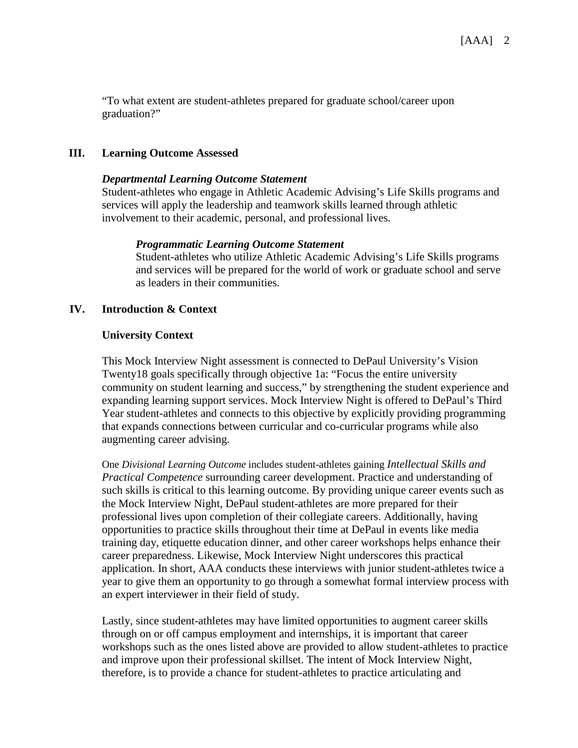"To what extent are student-athletes prepared for graduate school/career upon graduation?"

## III. Learning Outcome Assessed

***Departmental Learning Outcome Statement***

Student-athletes who engage in Athletic Academic Advising's Life Skills programs and services will apply the leadership and teamwork skills learned through athletic involvement to their academic, personal, and professional lives.

***Programmatic Learning Outcome Statement***

Student-athletes who utilize Athletic Academic Advising's Life Skills programs and services will be prepared for the world of work or graduate school and serve as leaders in their communities.

## IV. Introduction & Context

### University Context

This Mock Interview Night assessment is connected to DePaul University's Vision Twenty18 goals specifically through objective 1a: "Focus the entire university community on student learning and success," by strengthening the student experience and expanding learning support services. Mock Interview Night is offered to DePaul's Third Year student-athletes and connects to this objective by explicitly providing programming that expands connections between curricular and co-curricular programs while also augmenting career advising.

One *Divisional Learning Outcome* includes student-athletes gaining *Intellectual Skills and Practical Competence* surrounding career development. Practice and understanding of such skills is critical to this learning outcome. By providing unique career events such as the Mock Interview Night, DePaul student-athletes are more prepared for their professional lives upon completion of their collegiate careers. Additionally, having opportunities to practice skills throughout their time at DePaul in events like media training day, etiquette education dinner, and other career workshops helps enhance their career preparedness. Likewise, Mock Interview Night underscores this practical application. In short, AAA conducts these interviews with junior student-athletes twice a year to give them an opportunity to go through a somewhat formal interview process with an expert interviewer in their field of study.

Lastly, since student-athletes may have limited opportunities to augment career skills through on or off campus employment and internships, it is important that career workshops such as the ones listed above are provided to allow student-athletes to practice and improve upon their professional skillset. The intent of Mock Interview Night, therefore, is to provide a chance for student-athletes to practice articulating and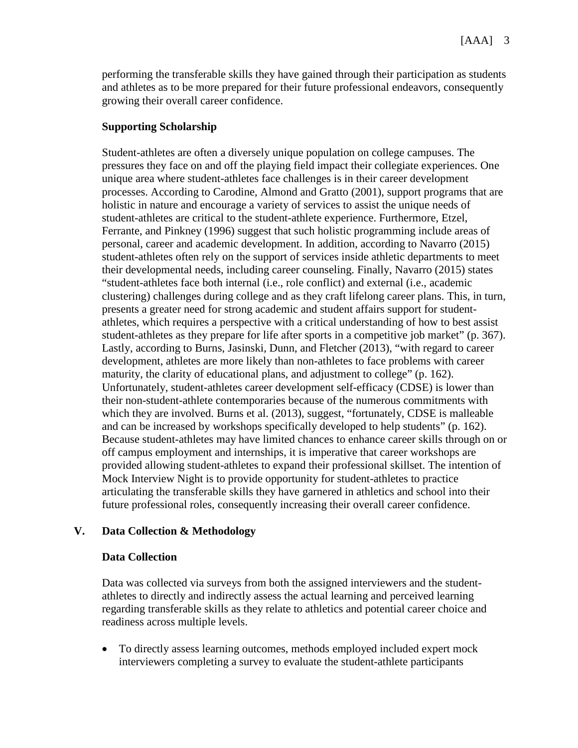performing the transferable skills they have gained through their participation as students and athletes as to be more prepared for their future professional endeavors, consequently growing their overall career confidence.

**Supporting Scholarship**

Student-athletes are often a diversely unique population on college campuses. The pressures they face on and off the playing field impact their collegiate experiences. One unique area where student-athletes face challenges is in their career development processes. According to Carodine, Almond and Gratto (2001), support programs that are holistic in nature and encourage a variety of services to assist the unique needs of student-athletes are critical to the student-athlete experience. Furthermore, Etzel, Ferrante, and Pinkney (1996) suggest that such holistic programming include areas of personal, career and academic development. In addition, according to Navarro (2015) student-athletes often rely on the support of services inside athletic departments to meet their developmental needs, including career counseling. Finally, Navarro (2015) states "student-athletes face both internal (i.e., role conflict) and external (i.e., academic clustering) challenges during college and as they craft lifelong career plans. This, in turn, presents a greater need for strong academic and student affairs support for student-athletes, which requires a perspective with a critical understanding of how to best assist student-athletes as they prepare for life after sports in a competitive job market" (p. 367). Lastly, according to Burns, Jasinski, Dunn, and Fletcher (2013), "with regard to career development, athletes are more likely than non-athletes to face problems with career maturity, the clarity of educational plans, and adjustment to college" (p. 162). Unfortunately, student-athletes career development self-efficacy (CDSE) is lower than their non-student-athlete contemporaries because of the numerous commitments with which they are involved. Burns et al. (2013), suggest, "fortunately, CDSE is malleable and can be increased by workshops specifically developed to help students" (p. 162). Because student-athletes may have limited chances to enhance career skills through on or off campus employment and internships, it is imperative that career workshops are provided allowing student-athletes to expand their professional skillset. The intention of Mock Interview Night is to provide opportunity for student-athletes to practice articulating the transferable skills they have garnered in athletics and school into their future professional roles, consequently increasing their overall career confidence.

## V. Data Collection & Methodology

**Data Collection**

Data was collected via surveys from both the assigned interviewers and the student-athletes to directly and indirectly assess the actual learning and perceived learning regarding transferable skills as they relate to athletics and potential career choice and readiness across multiple levels.

- To directly assess learning outcomes, methods employed included expert mock interviewers completing a survey to evaluate the student-athlete participants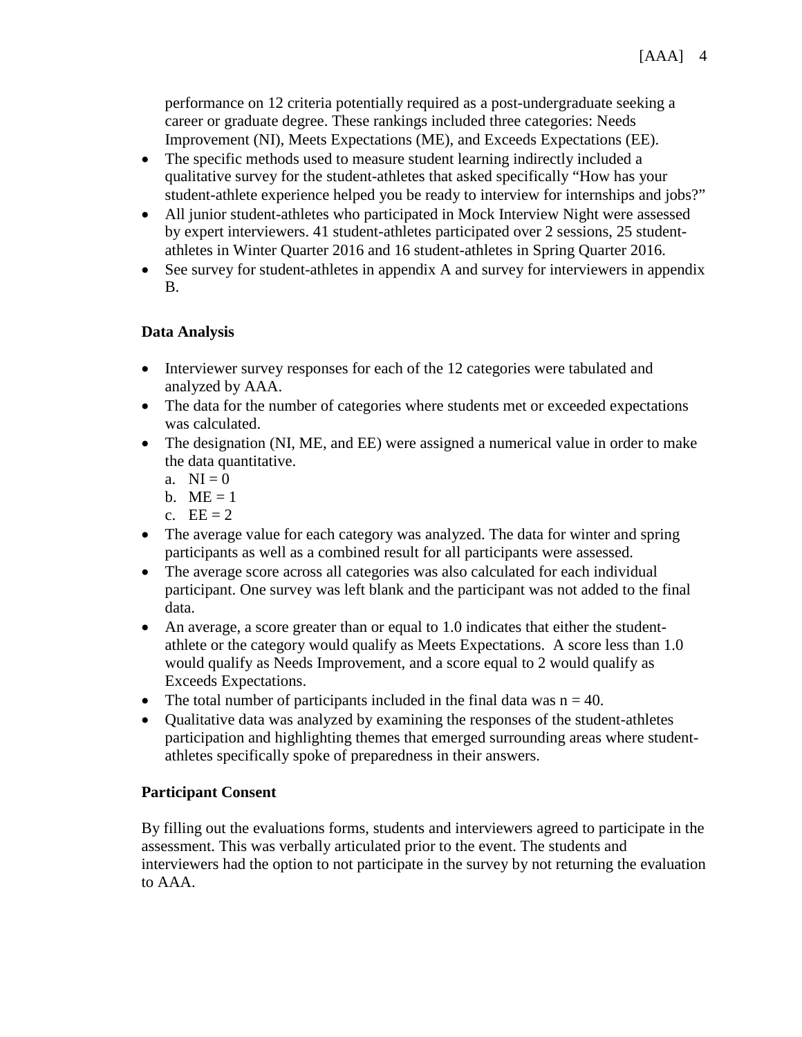performance on 12 criteria potentially required as a post-undergraduate seeking a career or graduate degree. These rankings included three categories: Needs Improvement (NI), Meets Expectations (ME), and Exceeds Expectations (EE).

- The specific methods used to measure student learning indirectly included a qualitative survey for the student-athletes that asked specifically "How has your student-athlete experience helped you be ready to interview for internships and jobs?"
- All junior student-athletes who participated in Mock Interview Night were assessed by expert interviewers. 41 student-athletes participated over 2 sessions, 25 student-athletes in Winter Quarter 2016 and 16 student-athletes in Spring Quarter 2016.
- See survey for student-athletes in appendix A and survey for interviewers in appendix B.

**Data Analysis**

- Interviewer survey responses for each of the 12 categories were tabulated and analyzed by AAA.
- The data for the number of categories where students met or exceeded expectations was calculated.
- The designation (NI, ME, and EE) were assigned a numerical value in order to make the data quantitative.
  a. NI = 0
  b. ME = 1
  c. EE = 2
- The average value for each category was analyzed. The data for winter and spring participants as well as a combined result for all participants were assessed.
- The average score across all categories was also calculated for each individual participant. One survey was left blank and the participant was not added to the final data.
- An average, a score greater than or equal to 1.0 indicates that either the student-athlete or the category would qualify as Meets Expectations. A score less than 1.0 would qualify as Needs Improvement, and a score equal to 2 would qualify as Exceeds Expectations.
- The total number of participants included in the final data was $n = 40$.
- Qualitative data was analyzed by examining the responses of the student-athletes participation and highlighting themes that emerged surrounding areas where student-athletes specifically spoke of preparedness in their answers.

**Participant Consent**

By filling out the evaluations forms, students and interviewers agreed to participate in the assessment. This was verbally articulated prior to the event. The students and interviewers had the option to not participate in the survey by not returning the evaluation to AAA.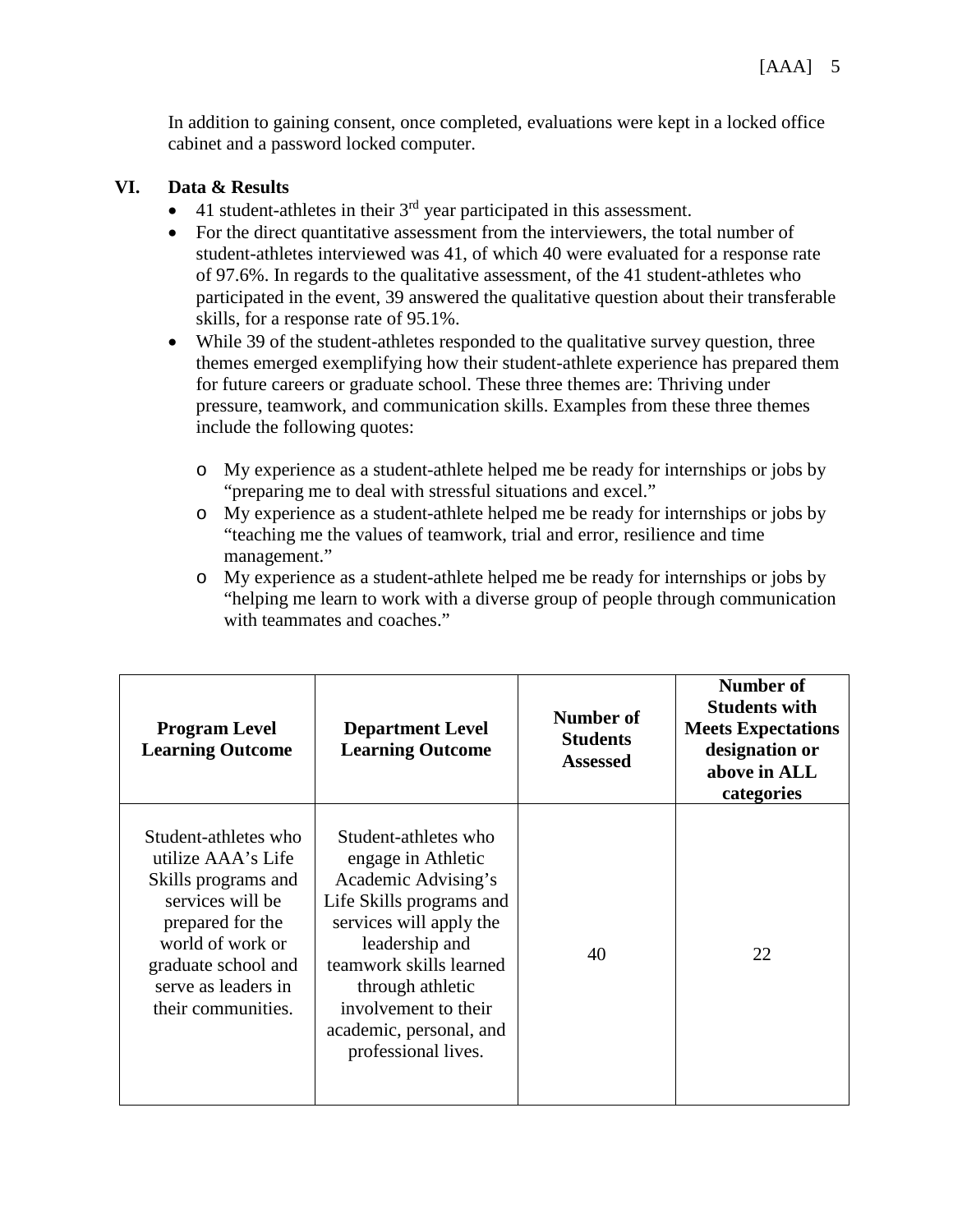In addition to gaining consent, once completed, evaluations were kept in a locked office cabinet and a password locked computer.

## VI. Data & Results

- 41 student-athletes in their 3rd year participated in this assessment.
- For the direct quantitative assessment from the interviewers, the total number of student-athletes interviewed was 41, of which 40 were evaluated for a response rate of 97.6%. In regards to the qualitative assessment, of the 41 student-athletes who participated in the event, 39 answered the qualitative question about their transferable skills, for a response rate of 95.1%.
- While 39 of the student-athletes responded to the qualitative survey question, three themes emerged exemplifying how their student-athlete experience has prepared them for future careers or graduate school. These three themes are: Thriving under pressure, teamwork, and communication skills. Examples from these three themes include the following quotes:
    - My experience as a student-athlete helped me be ready for internships or jobs by "preparing me to deal with stressful situations and excel."
    - My experience as a student-athlete helped me be ready for internships or jobs by "teaching me the values of teamwork, trial and error, resilience and time management."
    - My experience as a student-athlete helped me be ready for internships or jobs by "helping me learn to work with a diverse group of people through communication with teammates and coaches."

| Program Level Learning Outcome | Department Level Learning Outcome | Number of Students Assessed | Number of Students with Meets Expectations designation or above in ALL categories |
|---|---|---|---|
| Student-athletes who utilize AAA's Life Skills programs and services will be prepared for the world of work or graduate school and serve as leaders in their communities. | Student-athletes who engage in Athletic Academic Advising's Life Skills programs and services will apply the leadership and teamwork skills learned through athletic involvement to their academic, personal, and professional lives. | 40 | 22 |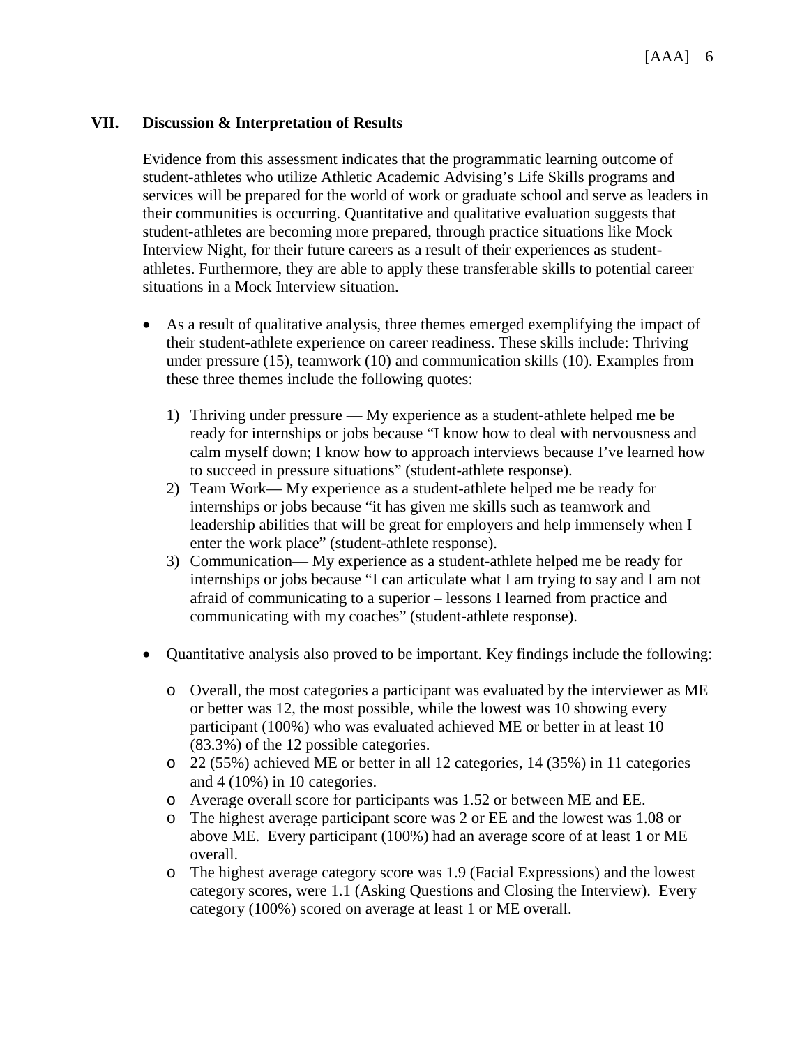## VII. Discussion & Interpretation of Results

Evidence from this assessment indicates that the programmatic learning outcome of student-athletes who utilize Athletic Academic Advising's Life Skills programs and services will be prepared for the world of work or graduate school and serve as leaders in their communities is occurring. Quantitative and qualitative evaluation suggests that student-athletes are becoming more prepared, through practice situations like Mock Interview Night, for their future careers as a result of their experiences as student-athletes. Furthermore, they are able to apply these transferable skills to potential career situations in a Mock Interview situation.

- As a result of qualitative analysis, three themes emerged exemplifying the impact of their student-athlete experience on career readiness. These skills include: Thriving under pressure (15), teamwork (10) and communication skills (10). Examples from these three themes include the following quotes:

  1) Thriving under pressure — My experience as a student-athlete helped me be ready for internships or jobs because "I know how to deal with nervousness and calm myself down; I know how to approach interviews because I've learned how to succeed in pressure situations" (student-athlete response).
  2) Team Work— My experience as a student-athlete helped me be ready for internships or jobs because "it has given me skills such as teamwork and leadership abilities that will be great for employers and help immensely when I enter the work place" (student-athlete response).
  3) Communication— My experience as a student-athlete helped me be ready for internships or jobs because "I can articulate what I am trying to say and I am not afraid of communicating to a superior – lessons I learned from practice and communicating with my coaches" (student-athlete response).

- Quantitative analysis also proved to be important. Key findings include the following:

  - Overall, the most categories a participant was evaluated by the interviewer as ME or better was 12, the most possible, while the lowest was 10 showing every participant (100%) who was evaluated achieved ME or better in at least 10 (83.3%) of the 12 possible categories.
  - 22 (55%) achieved ME or better in all 12 categories, 14 (35%) in 11 categories and 4 (10%) in 10 categories.
  - Average overall score for participants was 1.52 or between ME and EE.
  - The highest average participant score was 2 or EE and the lowest was 1.08 or above ME. Every participant (100%) had an average score of at least 1 or ME overall.
  - The highest average category score was 1.9 (Facial Expressions) and the lowest category scores, were 1.1 (Asking Questions and Closing the Interview). Every category (100%) scored on average at least 1 or ME overall.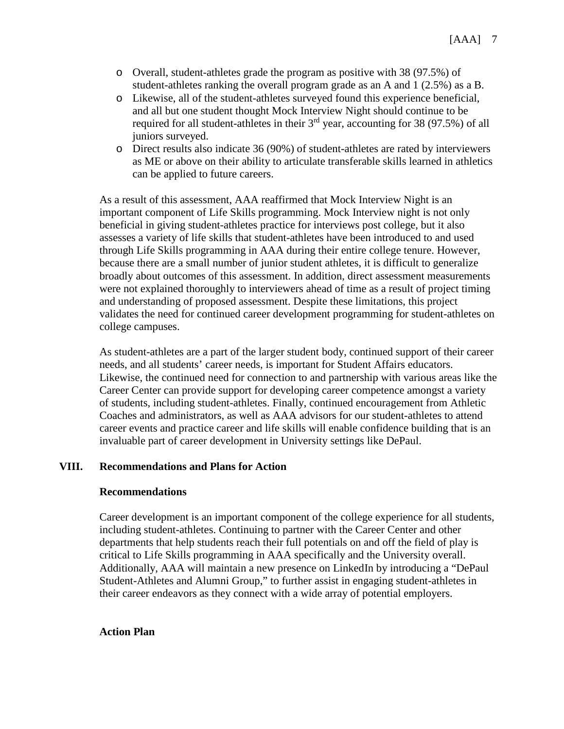- Overall, student-athletes grade the program as positive with 38 (97.5%) of student-athletes ranking the overall program grade as an A and 1 (2.5%) as a B.
- Likewise, all of the student-athletes surveyed found this experience beneficial, and all but one student thought Mock Interview Night should continue to be required for all student-athletes in their 3rd year, accounting for 38 (97.5%) of all juniors surveyed.
- Direct results also indicate 36 (90%) of student-athletes are rated by interviewers as ME or above on their ability to articulate transferable skills learned in athletics can be applied to future careers.

As a result of this assessment, AAA reaffirmed that Mock Interview Night is an important component of Life Skills programming. Mock Interview night is not only beneficial in giving student-athletes practice for interviews post college, but it also assesses a variety of life skills that student-athletes have been introduced to and used through Life Skills programming in AAA during their entire college tenure. However, because there are a small number of junior student athletes, it is difficult to generalize broadly about outcomes of this assessment. In addition, direct assessment measurements were not explained thoroughly to interviewers ahead of time as a result of project timing and understanding of proposed assessment. Despite these limitations, this project validates the need for continued career development programming for student-athletes on college campuses.

As student-athletes are a part of the larger student body, continued support of their career needs, and all students' career needs, is important for Student Affairs educators. Likewise, the continued need for connection to and partnership with various areas like the Career Center can provide support for developing career competence amongst a variety of students, including student-athletes. Finally, continued encouragement from Athletic Coaches and administrators, as well as AAA advisors for our student-athletes to attend career events and practice career and life skills will enable confidence building that is an invaluable part of career development in University settings like DePaul.

## VIII. Recommendations and Plans for Action

### Recommendations

Career development is an important component of the college experience for all students, including student-athletes. Continuing to partner with the Career Center and other departments that help students reach their full potentials on and off the field of play is critical to Life Skills programming in AAA specifically and the University overall. Additionally, AAA will maintain a new presence on LinkedIn by introducing a "DePaul Student-Athletes and Alumni Group," to further assist in engaging student-athletes in their career endeavors as they connect with a wide array of potential employers.

### Action Plan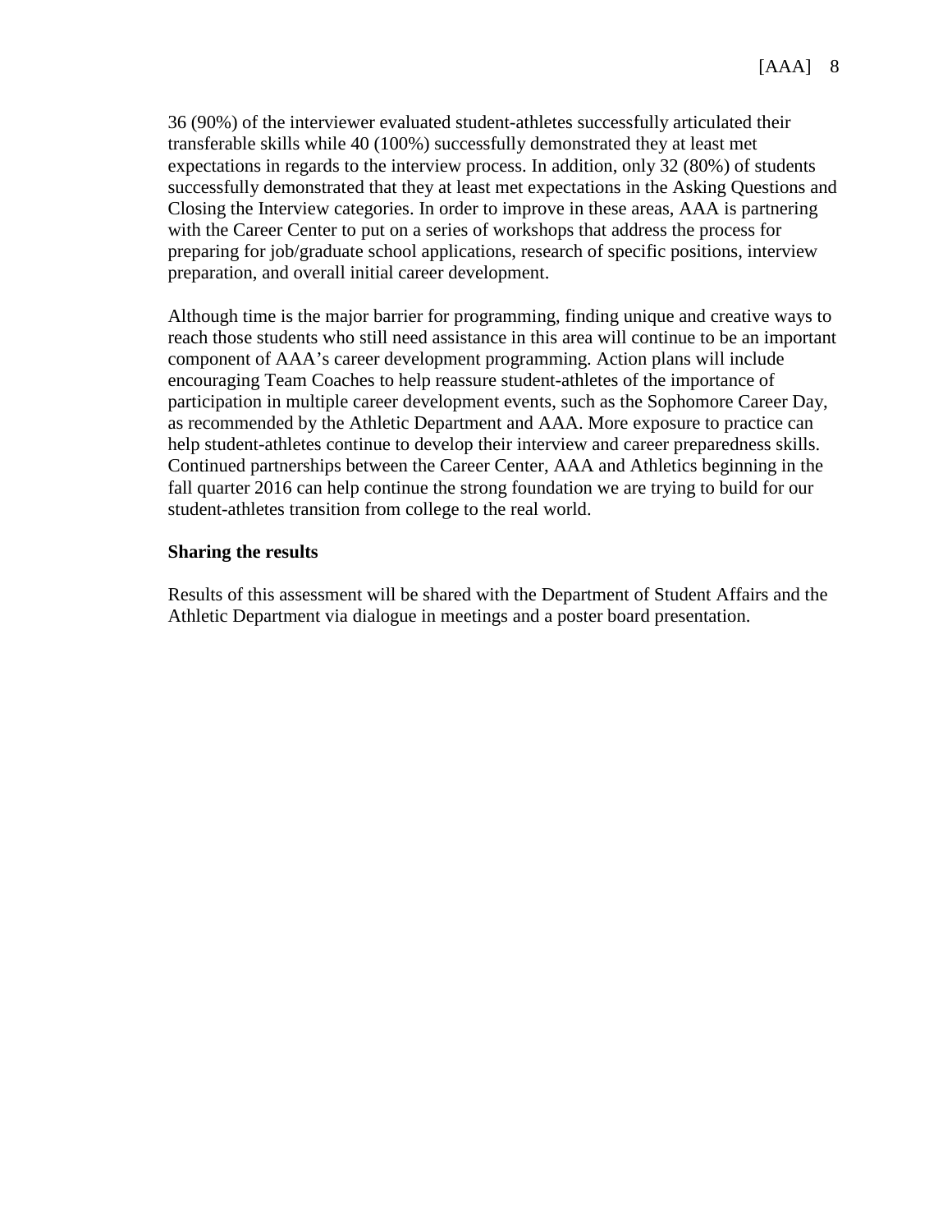36 (90%) of the interviewer evaluated student-athletes successfully articulated their transferable skills while 40 (100%) successfully demonstrated they at least met expectations in regards to the interview process. In addition, only 32 (80%) of students successfully demonstrated that they at least met expectations in the Asking Questions and Closing the Interview categories. In order to improve in these areas, AAA is partnering with the Career Center to put on a series of workshops that address the process for preparing for job/graduate school applications, research of specific positions, interview preparation, and overall initial career development.

Although time is the major barrier for programming, finding unique and creative ways to reach those students who still need assistance in this area will continue to be an important component of AAA's career development programming. Action plans will include encouraging Team Coaches to help reassure student-athletes of the importance of participation in multiple career development events, such as the Sophomore Career Day, as recommended by the Athletic Department and AAA. More exposure to practice can help student-athletes continue to develop their interview and career preparedness skills. Continued partnerships between the Career Center, AAA and Athletics beginning in the fall quarter 2016 can help continue the strong foundation we are trying to build for our student-athletes transition from college to the real world.

**Sharing the results**

Results of this assessment will be shared with the Department of Student Affairs and the Athletic Department via dialogue in meetings and a poster board presentation.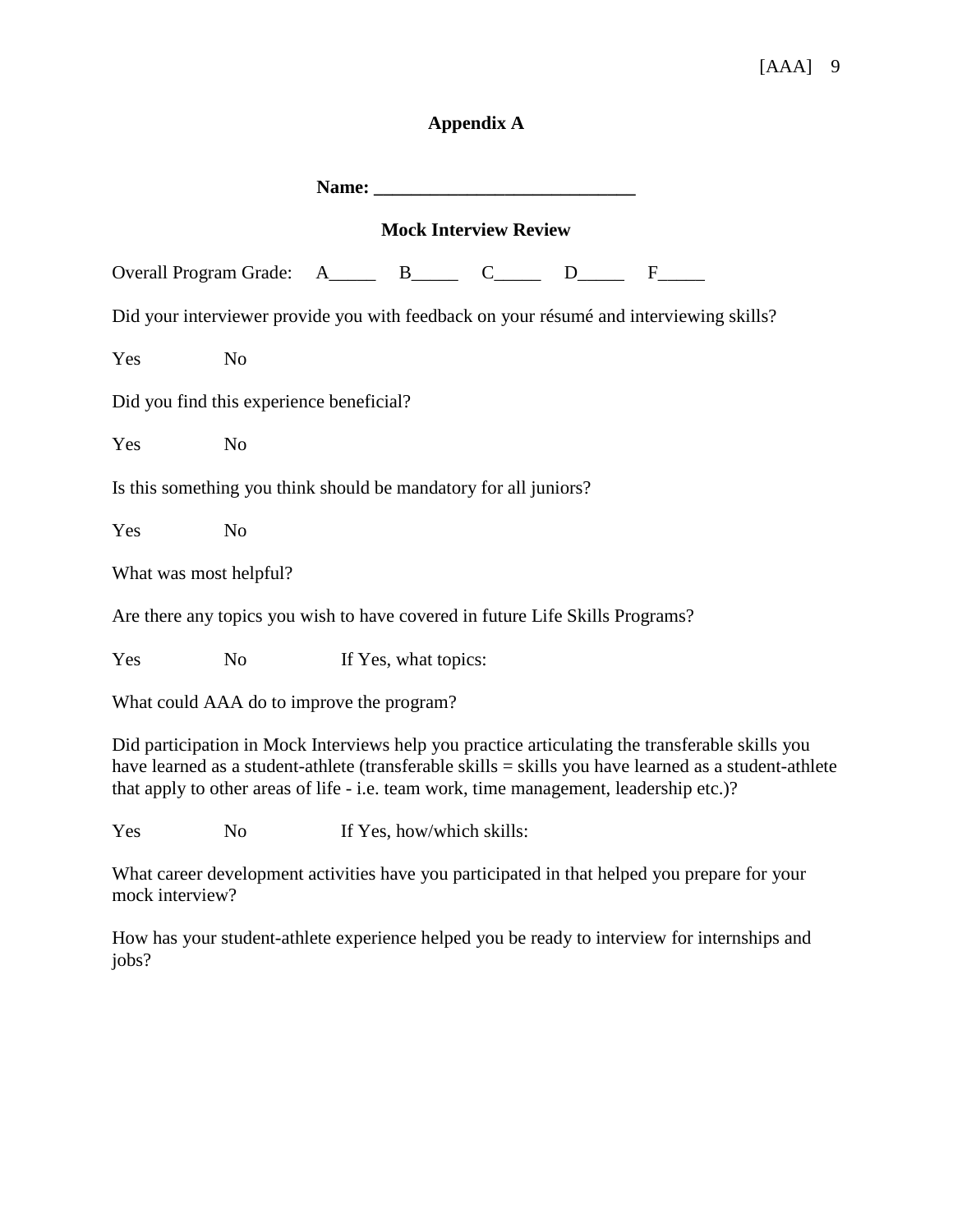# Appendix A

**Name: ____________________________**

**Mock Interview Review**

Overall Program Grade: A_____ B_____ C_____ D_____ F_____

Did your interviewer provide you with feedback on your résumé and interviewing skills?

Yes No

Did you find this experience beneficial?

Yes No

Is this something you think should be mandatory for all juniors?

Yes No

What was most helpful?

Are there any topics you wish to have covered in future Life Skills Programs?

Yes No If Yes, what topics:

What could AAA do to improve the program?

Did participation in Mock Interviews help you practice articulating the transferable skills you have learned as a student-athlete (transferable skills = skills you have learned as a student-athlete that apply to other areas of life - i.e. team work, time management, leadership etc.)?

Yes No If Yes, how/which skills:

What career development activities have you participated in that helped you prepare for your mock interview?

How has your student-athlete experience helped you be ready to interview for internships and jobs?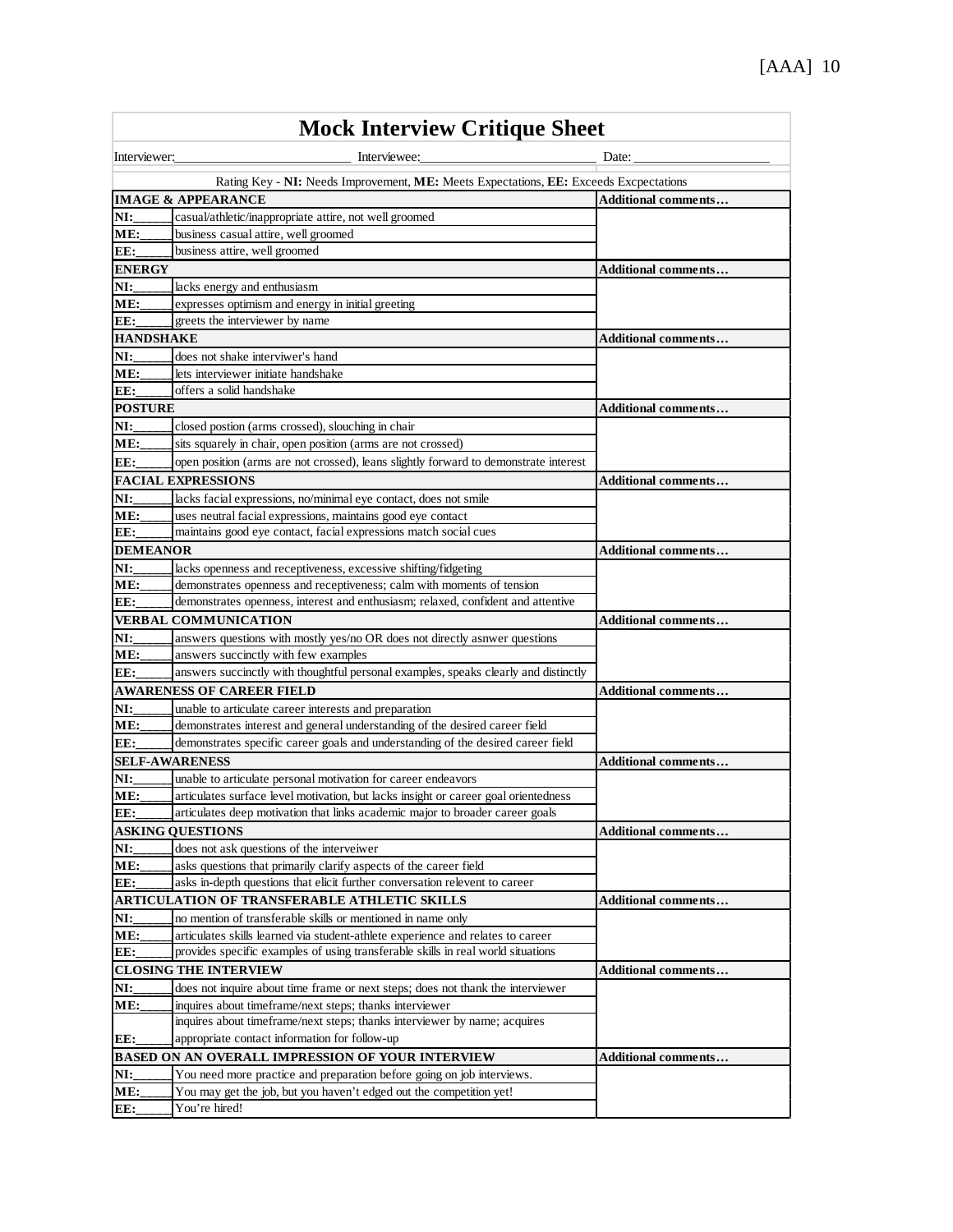# Mock Interview Critique Sheet

Interviewer:_________________________ Interviewee:_________________________ Date: ____________________

Rating Key - **NI:** Needs Improvement, **ME:** Meets Expectations, **EE:** Exceeds Excpectations

| **IMAGE & APPEARANCE** | | **Additional comments…** |
|---|---|---|
| **NI:**_____ | casual/athletic/inappropriate attire, not well groomed | |
| **ME:**_____ | business casual attire, well groomed | |
| **EE:**_____ | business attire, well groomed | |
| **ENERGY** | | **Additional comments…** |
| **NI:**_____ | lacks energy and enthusiasm | |
| **ME:**_____ | expresses optimism and energy in initial greeting | |
| **EE:**_____ | greets the interviewer by name | |
| **HANDSHAKE** | | **Additional comments…** |
| **NI:**_____ | does not shake interviwer's hand | |
| **ME:**_____ | lets interviewer initiate handshake | |
| **EE:**_____ | offers a solid handshake | |
| **POSTURE** | | **Additional comments…** |
| **NI:**_____ | closed postion (arms crossed), slouching in chair | |
| **ME:**_____ | sits squarely in chair, open position (arms are not crossed) | |
| **EE:**_____ | open position (arms are not crossed), leans slightly forward to demonstrate interest | |
| **FACIAL EXPRESSIONS** | | **Additional comments…** |
| **NI:**_____ | lacks facial expressions, no/minimal eye contact, does not smile | |
| **ME:**_____ | uses neutral facial expressions, maintains good eye contact | |
| **EE:**_____ | maintains good eye contact, facial expressions match social cues | |
| **DEMEANOR** | | **Additional comments…** |
| **NI:**_____ | lacks openness and receptiveness, excessive shifting/fidgeting | |
| **ME:**_____ | demonstrates openness and receptiveness; calm with moments of tension | |
| **EE:**_____ | demonstrates openness, interest and enthusiasm; relaxed, confident and attentive | |
| **VERBAL COMMUNICATION** | | **Additional comments…** |
| **NI:**_____ | answers questions with mostly yes/no OR does not directly asnwer questions | |
| **ME:**_____ | answers succinctly with few examples | |
| **EE:**_____ | answers succinctly with thoughtful personal examples, speaks clearly and distinctly | |
| **AWARENESS OF CAREER FIELD** | | **Additional comments…** |
| **NI:**_____ | unable to articulate career interests and preparation | |
| **ME:**_____ | demonstrates interest and general understanding of the desired career field | |
| **EE:**_____ | demonstrates specific career goals and understanding of the desired career field | |
| **SELF-AWARENESS** | | **Additional comments…** |
| **NI:**_____ | unable to articulate personal motivation for career endeavors | |
| **ME:**_____ | articulates surface level motivation, but lacks insight or career goal orientedness | |
| **EE:**_____ | articulates deep motivation that links academic major to broader career goals | |
| **ASKING QUESTIONS** | | **Additional comments…** |
| **NI:**_____ | does not ask questions of the interveiwer | |
| **ME:**_____ | asks questions that primarily clarify aspects of the career field | |
| **EE:**_____ | asks in-depth questions that elicit further conversation relevent to career | |
| **ARTICULATION OF TRANSFERABLE ATHLETIC SKILLS** | | **Additional comments…** |
| **NI:**_____ | no mention of transferable skills or mentioned in name only | |
| **ME:**_____ | articulates skills learned via student-athlete experience and relates to career | |
| **EE:**_____ | provides specific examples of using transferable skills in real world situations | |
| **CLOSING THE INTERVIEW** | | **Additional comments…** |
| **NI:**_____ | does not inquire about time frame or next steps; does not thank the interviewer | |
| **ME:**_____ | inquires about timeframe/next steps; thanks interviewer | |
| **EE:**_____ | inquires about timeframe/next steps; thanks interviewer by name; acquires appropriate contact information for follow-up | |
| **BASED ON AN OVERALL IMPRESSION OF YOUR INTERVIEW** | | **Additional comments…** |
| **NI:**_____ | You need more practice and preparation before going on job interviews. | |
| **ME:**_____ | You may get the job, but you haven't edged out the competition yet! | |
| **EE:**_____ | You're hired! | |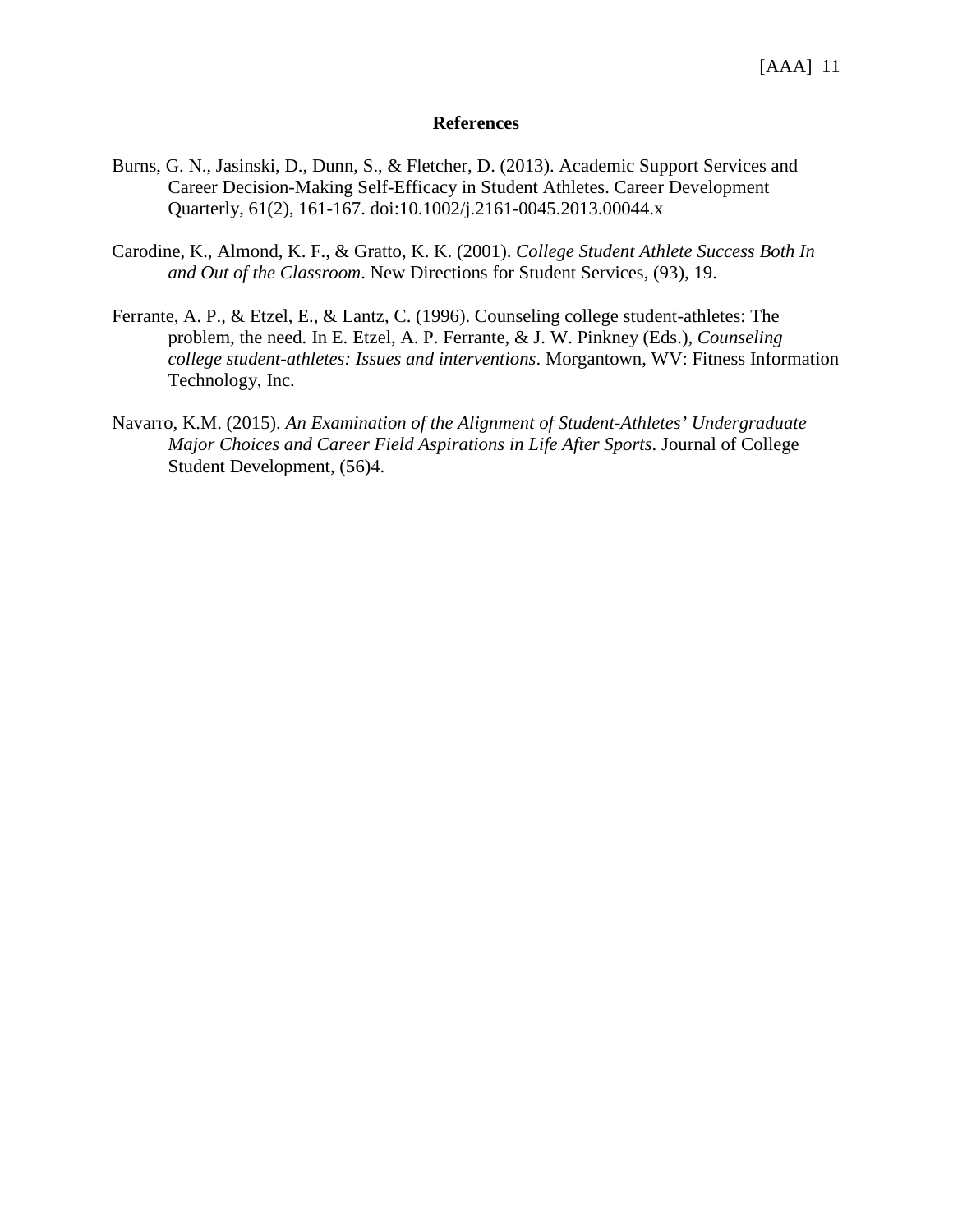## References

Burns, G. N., Jasinski, D., Dunn, S., & Fletcher, D. (2013). Academic Support Services and Career Decision-Making Self-Efficacy in Student Athletes. Career Development Quarterly, 61(2), 161-167. doi:10.1002/j.2161-0045.2013.00044.x

Carodine, K., Almond, K. F., & Gratto, K. K. (2001). *College Student Athlete Success Both In and Out of the Classroom*. New Directions for Student Services, (93), 19.

Ferrante, A. P., & Etzel, E., & Lantz, C. (1996). Counseling college student-athletes: The problem, the need. In E. Etzel, A. P. Ferrante, & J. W. Pinkney (Eds.), *Counseling college student-athletes: Issues and interventions*. Morgantown, WV: Fitness Information Technology, Inc.

Navarro, K.M. (2015). *An Examination of the Alignment of Student-Athletes' Undergraduate Major Choices and Career Field Aspirations in Life After Sports*. Journal of College Student Development, (56)4.